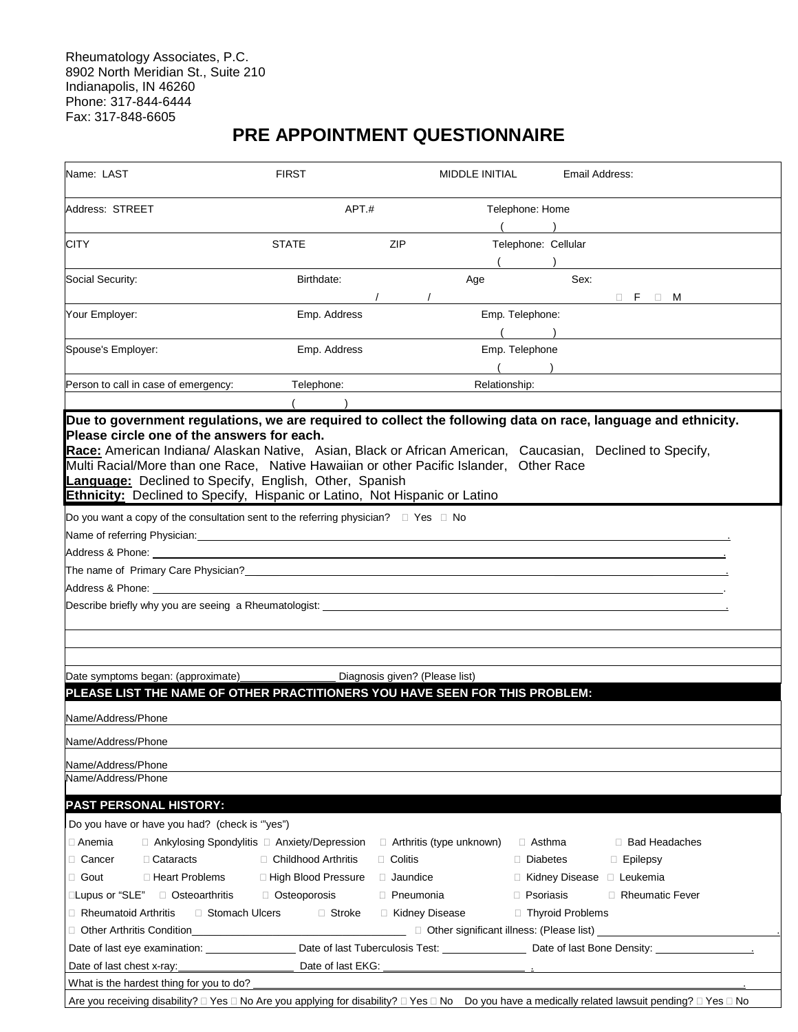Rheumatology Associates, P.C.
8902 North Meridian St., Suite 210
Indianapolis, IN 46260
Phone: 317-844-6444
Fax: 317-848-6605

# PRE APPOINTMENT QUESTIONNAIRE

| | | | |
|---|---|---|---|
| Name: LAST | FIRST | MIDDLE INITIAL | Email Address: |
| Address: STREET | APT.# | Telephone: Home ( ) | |
| CITY | STATE | ZIP | Telephone: Cellular ( ) |
| Social Security: | Birthdate: / / | Age | Sex: ☐ F ☐ M |
| Your Employer: | Emp. Address | Emp. Telephone: ( ) | |
| Spouse's Employer: | Emp. Address | Emp. Telephone ( ) | |
| Person to call in case of emergency: | Telephone: ( ) | Relationship: | |

**Due to government regulations, we are required to collect the following data on race, language and ethnicity. Please circle one of the answers for each.**

**Race:** American Indiana/ Alaskan Native, Asian, Black or African American, Caucasian, Declined to Specify, Multi Racial/More than one Race, Native Hawaiian or other Pacific Islander, Other Race

**Language:** Declined to Specify, English, Other, Spanish

**Ethnicity:** Declined to Specify, Hispanic or Latino, Not Hispanic or Latino

Do you want a copy of the consultation sent to the referring physician? ☐ Yes ☐ No

Name of referring Physician:\_\_\_\_\_\_\_\_\_\_\_\_\_\_\_\_\_\_\_\_.

Address & Phone: \_\_\_\_\_\_\_\_\_\_\_\_\_\_\_\_\_\_\_\_.

The name of Primary Care Physician?\_\_\_\_\_\_\_\_\_\_\_\_\_\_\_\_\_\_\_\_.

Address & Phone: \_\_\_\_\_\_\_\_\_\_\_\_\_\_\_\_\_\_\_\_.

Describe briefly why you are seeing a Rheumatologist: \_\_\_\_\_\_\_\_\_\_\_\_\_\_\_\_\_\_\_\_.

Date symptoms began: (approximate)\_\_\_\_\_\_\_\_\_\_\_\_ Diagnosis given? (Please list)

## PLEASE LIST THE NAME OF OTHER PRACTITIONERS YOU HAVE SEEN FOR THIS PROBLEM:

Name/Address/Phone

Name/Address/Phone

Name/Address/Phone

Name/Address/Phone

## PAST PERSONAL HISTORY:

Do you have or have you had? (check is "yes")

| | | | | | |
|---|---|---|---|---|---|
| ☐ Anemia | ☐ Ankylosing Spondylitis | ☐ Anxiety/Depression | ☐ Arthritis (type unknown) | ☐ Asthma | ☐ Bad Headaches |
| ☐ Cancer | ☐ Cataracts | ☐ Childhood Arthritis | ☐ Colitis | ☐ Diabetes | ☐ Epilepsy |
| ☐ Gout | ☐ Heart Problems | ☐ High Blood Pressure | ☐ Jaundice | ☐ Kidney Disease | ☐ Leukemia |
| ☐ Lupus or "SLE" | ☐ Osteoarthritis | ☐ Osteoporosis | ☐ Pneumonia | ☐ Psoriasis | ☐ Rheumatic Fever |
| ☐ Rheumatoid Arthritis | ☐ Stomach Ulcers | ☐ Stroke | ☐ Kidney Disease | ☐ Thyroid Problems | |

☐ Other Arthritis Condition\_\_\_\_\_\_\_\_\_\_\_\_ ☐ Other significant illness: (Please list) \_\_\_\_\_\_\_\_\_\_\_\_.

Date of last eye examination: \_\_\_\_\_\_\_\_ Date of last Tuberculosis Test: \_\_\_\_\_\_\_\_ Date of last Bone Density: \_\_\_\_\_\_\_\_.

Date of last chest x-ray:\_\_\_\_\_\_\_\_ Date of last EKG: \_\_\_\_\_\_\_\_.

What is the hardest thing for you to do? \_\_\_\_\_\_\_\_\_\_\_\_\_\_\_\_\_\_\_\_.

Are you receiving disability? ☐ Yes ☐ No Are you applying for disability? ☐ Yes ☐ No Do you have a medically related lawsuit pending? ☐ Yes ☐ No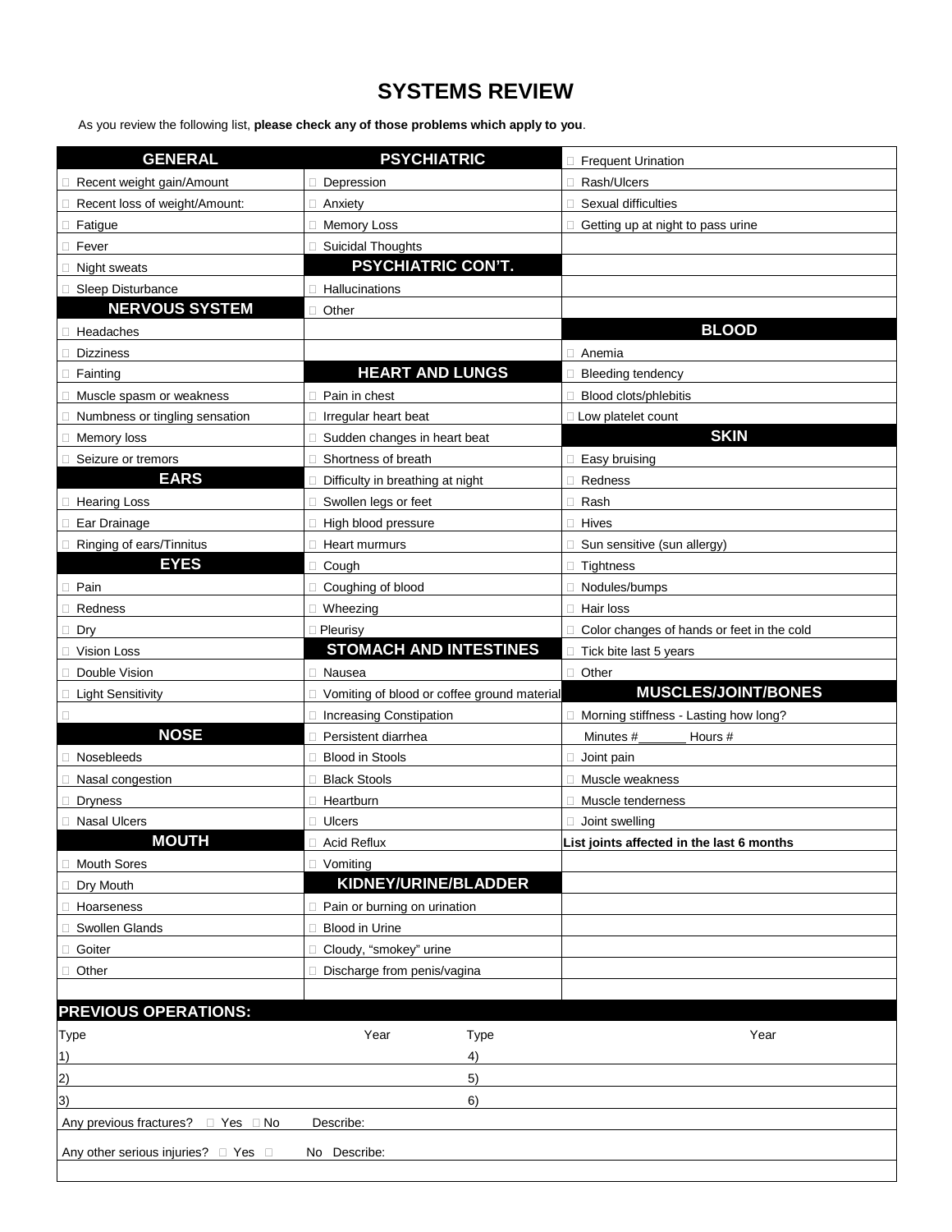# SYSTEMS REVIEW

As you review the following list, **please check any of those problems which apply to you**.

| GENERAL | PSYCHIATRIC | |
|---|---|---|
| ☐ Recent weight gain/Amount | ☐ Depression | ☐ Frequent Urination |
| ☐ Recent loss of weight/Amount: | ☐ Anxiety | ☐ Rash/Ulcers |
| ☐ Fatigue | ☐ Memory Loss | ☐ Sexual difficulties |
| ☐ Fever | ☐ Suicidal Thoughts | ☐ Getting up at night to pass urine |
| ☐ Night sweats | **PSYCHIATRIC CON'T.** | |
| ☐ Sleep Disturbance | ☐ Hallucinations | |
| **NERVOUS SYSTEM** | ☐ Other | |
| ☐ Headaches | | **BLOOD** |
| ☐ Dizziness | | ☐ Anemia |
| ☐ Fainting | **HEART AND LUNGS** | ☐ Bleeding tendency |
| ☐ Muscle spasm or weakness | ☐ Pain in chest | ☐ Blood clots/phlebitis |
| ☐ Numbness or tingling sensation | ☐ Irregular heart beat | ☐ Low platelet count |
| ☐ Memory loss | ☐ Sudden changes in heart beat | **SKIN** |
| ☐ Seizure or tremors | ☐ Shortness of breath | ☐ Easy bruising |
| **EARS** | ☐ Difficulty in breathing at night | ☐ Redness |
| ☐ Hearing Loss | ☐ Swollen legs or feet | ☐ Rash |
| ☐ Ear Drainage | ☐ High blood pressure | ☐ Hives |
| ☐ Ringing of ears/Tinnitus | ☐ Heart murmurs | ☐ Sun sensitive (sun allergy) |
| **EYES** | ☐ Cough | ☐ Tightness |
| ☐ Pain | ☐ Coughing of blood | ☐ Nodules/bumps |
| ☐ Redness | ☐ Wheezing | ☐ Hair loss |
| ☐ Dry | ☐ Pleurisy | ☐ Color changes of hands or feet in the cold |
| ☐ Vision Loss | **STOMACH AND INTESTINES** | ☐ Tick bite last 5 years |
| ☐ Double Vision | ☐ Nausea | ☐ Other |
| ☐ Light Sensitivity | ☐ Vomiting of blood or coffee ground material | **MUSCLES/JOINT/BONES** |
| ☐ | ☐ Increasing Constipation | ☐ Morning stiffness - Lasting how long? |
| **NOSE** | ☐ Persistent diarrhea | Minutes #_______ Hours # |
| ☐ Nosebleeds | ☐ Blood in Stools | ☐ Joint pain |
| ☐ Nasal congestion | ☐ Black Stools | ☐ Muscle weakness |
| ☐ Dryness | ☐ Heartburn | ☐ Muscle tenderness |
| ☐ Nasal Ulcers | ☐ Ulcers | ☐ Joint swelling |
| **MOUTH** | ☐ Acid Reflux | **List joints affected in the last 6 months** |
| ☐ Mouth Sores | ☐ Vomiting | |
| ☐ Dry Mouth | **KIDNEY/URINE/BLADDER** | |
| ☐ Hoarseness | ☐ Pain or burning on urination | |
| ☐ Swollen Glands | ☐ Blood in Urine | |
| ☐ Goiter | ☐ Cloudy, "smokey" urine | |
| ☐ Other | ☐ Discharge from penis/vagina | |

## PREVIOUS OPERATIONS:

| Type | Year | Type | Year |
|---|---|---|---|
| 1) | | 4) | |
| 2) | | 5) | |
| 3) | | 6) | |

Any previous fractures? ☐ Yes ☐ No Describe:

Any other serious injuries? ☐ Yes ☐ No Describe: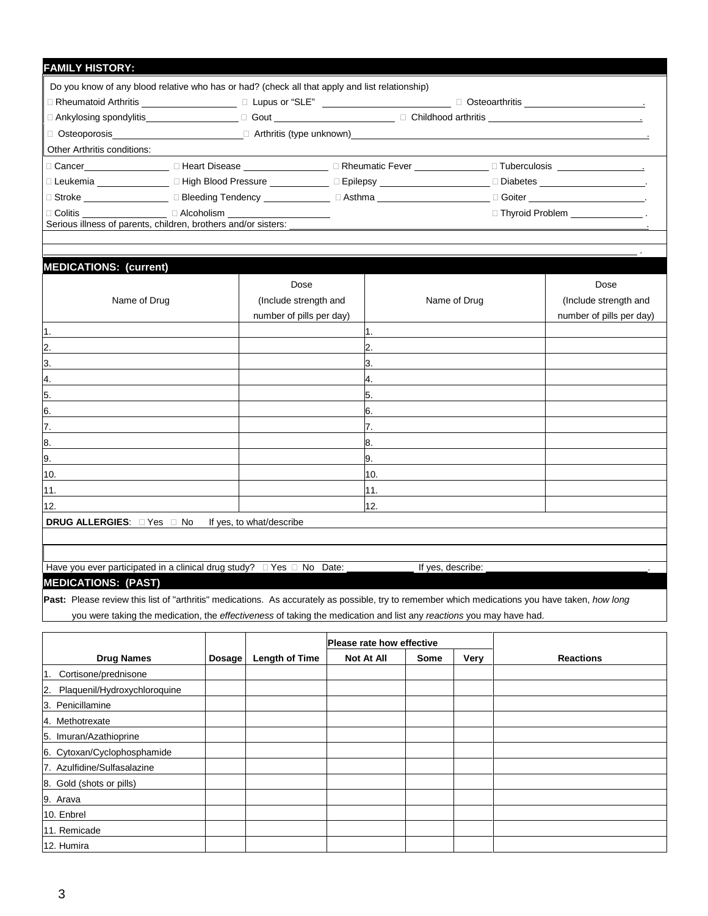## FAMILY HISTORY:

Do you know of any blood relative who has or had? (check all that apply and list relationship)

□ Rheumatoid Arthritis ________________ □ Lupus or "SLE" ________________ □ Osteoarthritis ________________.

□ Ankylosing spondylitis________________ □ Gout ________________ □ Childhood arthritis ________________.

□ Osteoporosis________________ □ Arthritis (type unknown)________________.

Other Arthritis conditions:

□ Cancer________________ □ Heart Disease ________________ □ Rheumatic Fever ________________ □ Tuberculosis ________________.

□ Leukemia ________________ □ High Blood Pressure ________________ □ Epilepsy ________________ □ Diabetes ________________.

□ Stroke ________________ □ Bleeding Tendency ________________ □ Asthma ________________ □ Goiter ________________.

□ Colitis ________________ □ Alcoholism ________________ □ Thyroid Problem ________________.

Serious illness of parents, children, brothers and/or sisters: ________________.

________________.

## MEDICATIONS: (current)

| Name of Drug | Dose (Include strength and number of pills per day) | Name of Drug | Dose (Include strength and number of pills per day) |
|---|---|---|---|
| 1. | | 1. | |
| 2. | | 2. | |
| 3. | | 3. | |
| 4. | | 4. | |
| 5. | | 5. | |
| 6. | | 6. | |
| 7. | | 7. | |
| 8. | | 8. | |
| 9. | | 9. | |
| 10. | | 10. | |
| 11. | | 11. | |
| 12. | | 12. | |

**DRUG ALLERGIES**: □ Yes □ No If yes, to what/describe

Have you ever participated in a clinical drug study? □ Yes □ No Date: ________ If yes, describe: ________________.

## MEDICATIONS: (PAST)

**Past:** Please review this list of "arthritis" medications. As accurately as possible, try to remember which medications you have taken, *how long* you were taking the medication, the *effectiveness* of taking the medication and list any *reactions* you may have had.

| | | | Please rate how effective | | | |
|---|---|---|---|---|---|---|
| **Drug Names** | **Dosage** | **Length of Time** | **Not At All** | **Some** | **Very** | **Reactions** |
| 1. Cortisone/prednisone | | | | | | |
| 2. Plaquenil/Hydroxychloroquine | | | | | | |
| 3. Penicillamine | | | | | | |
| 4. Methotrexate | | | | | | |
| 5. Imuran/Azathioprine | | | | | | |
| 6. Cytoxan/Cyclophosphamide | | | | | | |
| 7. Azulfidine/Sulfasalazine | | | | | | |
| 8. Gold (shots or pills) | | | | | | |
| 9. Arava | | | | | | |
| 10. Enbrel | | | | | | |
| 11. Remicade | | | | | | |
| 12. Humira | | | | | | |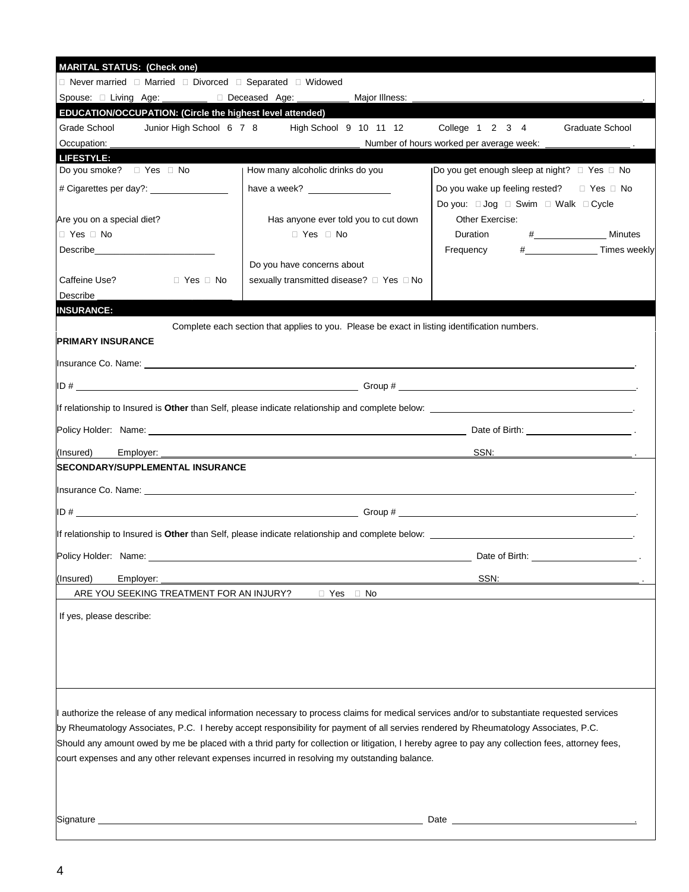**MARITAL STATUS: (Check one)**

□ Never married □ Married □ Divorced □ Separated □ Widowed

Spouse: □ Living Age: _________ □ Deceased Age: __________ Major Illness: ________________________________________.

**EDUCATION/OCCUPATION: (Circle the highest level attended)**

Grade School Junior High School 6 7 8 High School 9 10 11 12 College 1 2 3 4 Graduate School

Occupation: ______________________________________ Number of hours worked per average week: ________________ .

**LIFESTYLE:**

Do you smoke? □ Yes □ No

# Cigarettes per day?: _______________

Are you on a special diet?

□ Yes □ No

Describe_______________________

Caffeine Use? □ Yes □ No

Describe ______________________

How many alcoholic drinks do you have a week? ________________

Has anyone ever told you to cut down

□ Yes □ No

Do you have concerns about sexually transmitted disease? □ Yes □ No

Do you get enough sleep at night? □ Yes □ No

Do you wake up feeling rested? □ Yes □ No

Do you: □ Jog □ Swim □ Walk □ Cycle

Other Exercise:

Duration #______________ Minutes

Frequency #______________ Times weekly

**INSURANCE:**

Complete each section that applies to you. Please be exact in listing identification numbers.

**PRIMARY INSURANCE**

Insurance Co. Name: ____________________________________________________________.

ID # ______________________________________ Group # ______________________________________.

If relationship to Insured is **Other** than Self, please indicate relationship and complete below: ______________________________.

Policy Holder: Name: ______________________________________________ Date of Birth: ____________________ .

(Insured) Employer: ______________________________________________ SSN: ____________________ .

**SECONDARY/SUPPLEMENTAL INSURANCE**

Insurance Co. Name: ____________________________________________________________.

ID # ______________________________________ Group # ______________________________________.

If relationship to Insured is **Other** than Self, please indicate relationship and complete below: ______________________________.

Policy Holder: Name: ______________________________________________ Date of Birth: ____________________ .

(Insured) Employer: ______________________________________________ SSN: ____________________ .

ARE YOU SEEKING TREATMENT FOR AN INJURY? □ Yes □ No

If yes, please describe:

I authorize the release of any medical information necessary to process claims for medical services and/or to substantiate requested services by Rheumatology Associates, P.C. I hereby accept responsibility for payment of all servies rendered by Rheumatology Associates, P.C. Should any amount owed by me be placed with a thrid party for collection or litigation, I hereby agree to pay any collection fees, attorney fees, court expenses and any other relevant expenses incurred in resolving my outstanding balance.

Signature ______________________________________________ Date ____________________________.